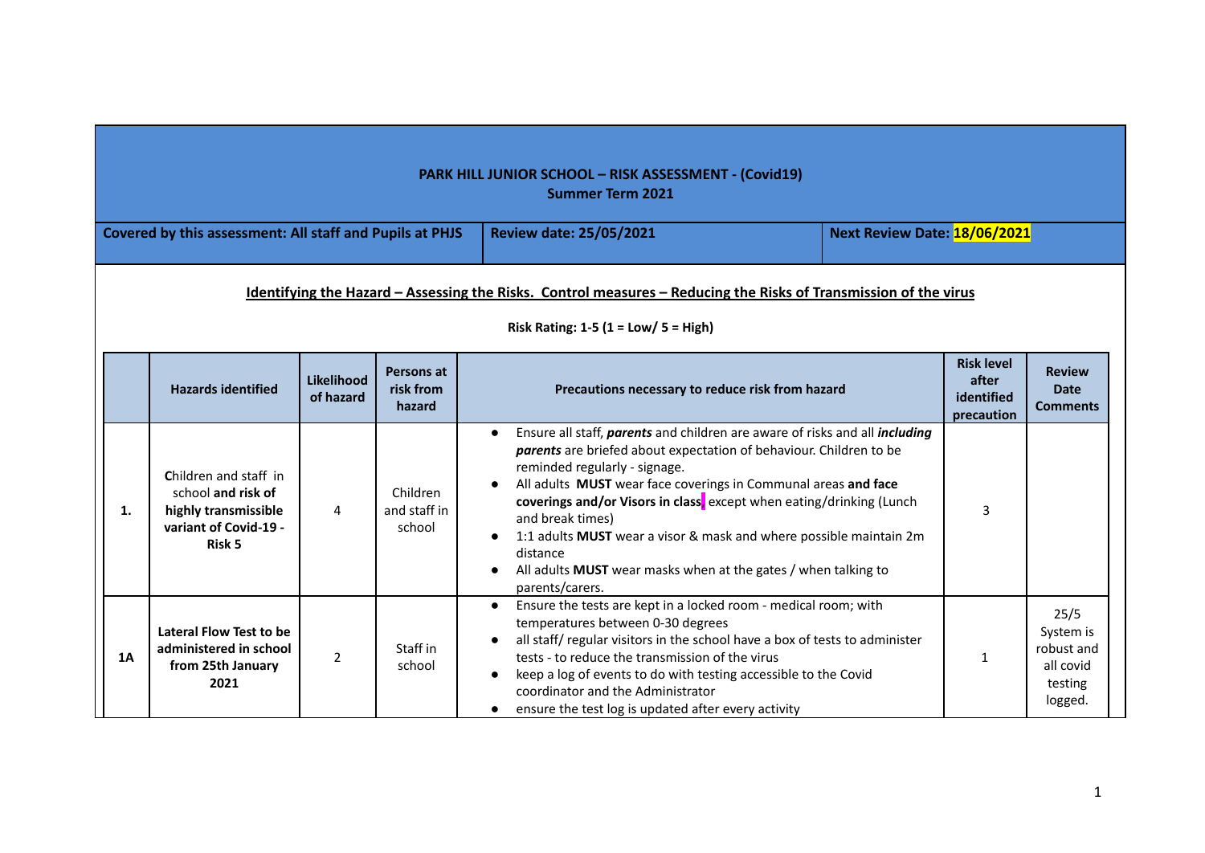# PARK HILL JUNIOR SCHOOL – RISK ASSESSMENT - (Covid19)
## Summer Term 2021

| Covered by this assessment: All staff and Pupils at PHJS | Review date: 25/05/2021 | Next Review Date: 18/06/2021 |
|---|---|---|

**Identifying the Hazard – Assessing the Risks. Control measures – Reducing the Risks of Transmission of the virus**

**Risk Rating: 1-5 (1 = Low/ 5 = High)**

| | Hazards identified | Likelihood of hazard | Persons at risk from hazard | Precautions necessary to reduce risk from hazard | Risk level after identified precaution | Review Date Comments |
|---|---|---|---|---|---|---|
| **1.** | Children and staff in school **and risk of highly transmissible variant of Covid-19 - Risk 5** | 4 | Children and staff in school | • Ensure all staff, ***parents*** and children are aware of risks and all ***including parents*** are briefed about expectation of behaviour. Children to be reminded regularly - signage.<br>• All adults **MUST** wear face coverings in Communal areas **and face coverings and/or Visors in class** except when eating/drinking (Lunch and break times)<br>• 1:1 adults **MUST** wear a visor & mask and where possible maintain 2m distance<br>• All adults **MUST** wear masks when at the gates / when talking to parents/carers. | 3 | |
| **1A** | **Lateral Flow Test to be administered in school from 25th January 2021** | 2 | Staff in school | • Ensure the tests are kept in a locked room - medical room; with temperatures between 0-30 degrees<br>• all staff/ regular visitors in the school have a box of tests to administer tests - to reduce the transmission of the virus<br>• keep a log of events to do with testing accessible to the Covid coordinator and the Administrator<br>• ensure the test log is updated after every activity | 1 | 25/5 System is robust and all covid testing logged. |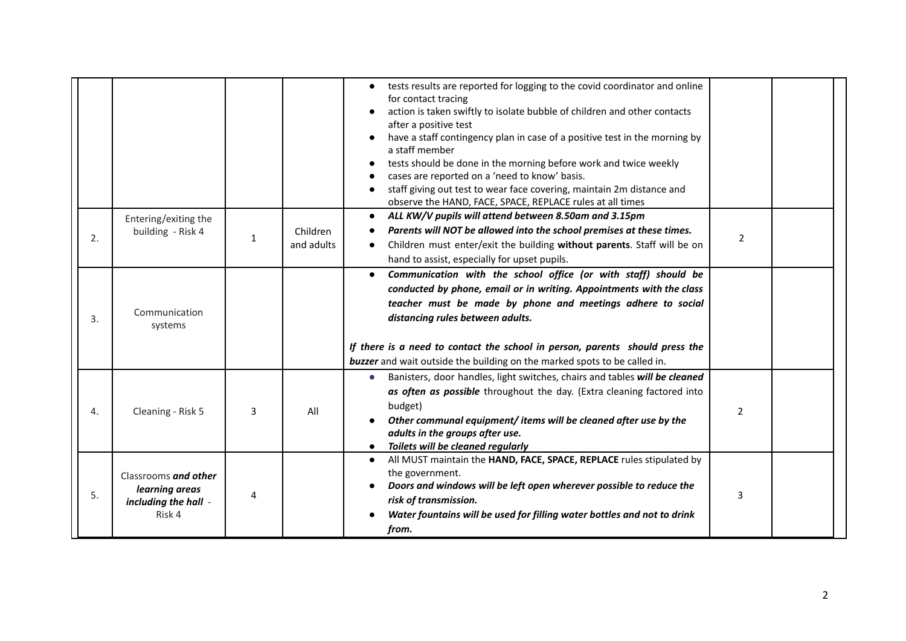| | | | | | | |
|---|---|---|---|---|---|---|
| | | | | • tests results are reported for logging to the covid coordinator and online for contact tracing<br>• action is taken swiftly to isolate bubble of children and other contacts after a positive test<br>• have a staff contingency plan in case of a positive test in the morning by a staff member<br>• tests should be done in the morning before work and twice weekly<br>• cases are reported on a 'need to know' basis.<br>• staff giving out test to wear face covering, maintain 2m distance and observe the HAND, FACE, SPACE, REPLACE rules at all times | | |
| 2. | Entering/exiting the building - Risk 4 | 1 | Children and adults | • ***ALL KW/V pupils will attend between 8.50am and 3.15pm***<br>• ***Parents will NOT be allowed into the school premises at these times.***<br>• Children must enter/exit the building **without parents**. Staff will be on hand to assist, especially for upset pupils. | 2 | |
| 3. | Communication systems | | | • ***Communication with the school office (or with staff) should be conducted by phone, email or in writing. Appointments with the class teacher must be made by phone and meetings adhere to social distancing rules between adults.***<br><br>***If there is a need to contact the school in person, parents should press the buzzer*** and wait outside the building on the marked spots to be called in. | | |
| 4. | Cleaning - Risk 5 | 3 | All | • Banisters, door handles, light switches, chairs and tables ***will be cleaned as often as possible*** throughout the day. (Extra cleaning factored into budget)<br>• ***Other communal equipment/ items will be cleaned after use by the adults in the groups after use.***<br>• ***Toilets will be cleaned regularly*** | 2 | |
| 5. | Classrooms ***and other learning areas including the hall*** - Risk 4 | 4 | | • All MUST maintain the **HAND, FACE, SPACE, REPLACE** rules stipulated by the government.<br>• ***Doors and windows will be left open wherever possible to reduce the risk of transmission.***<br>• ***Water fountains will be used for filling water bottles and not to drink from.*** | 3 | |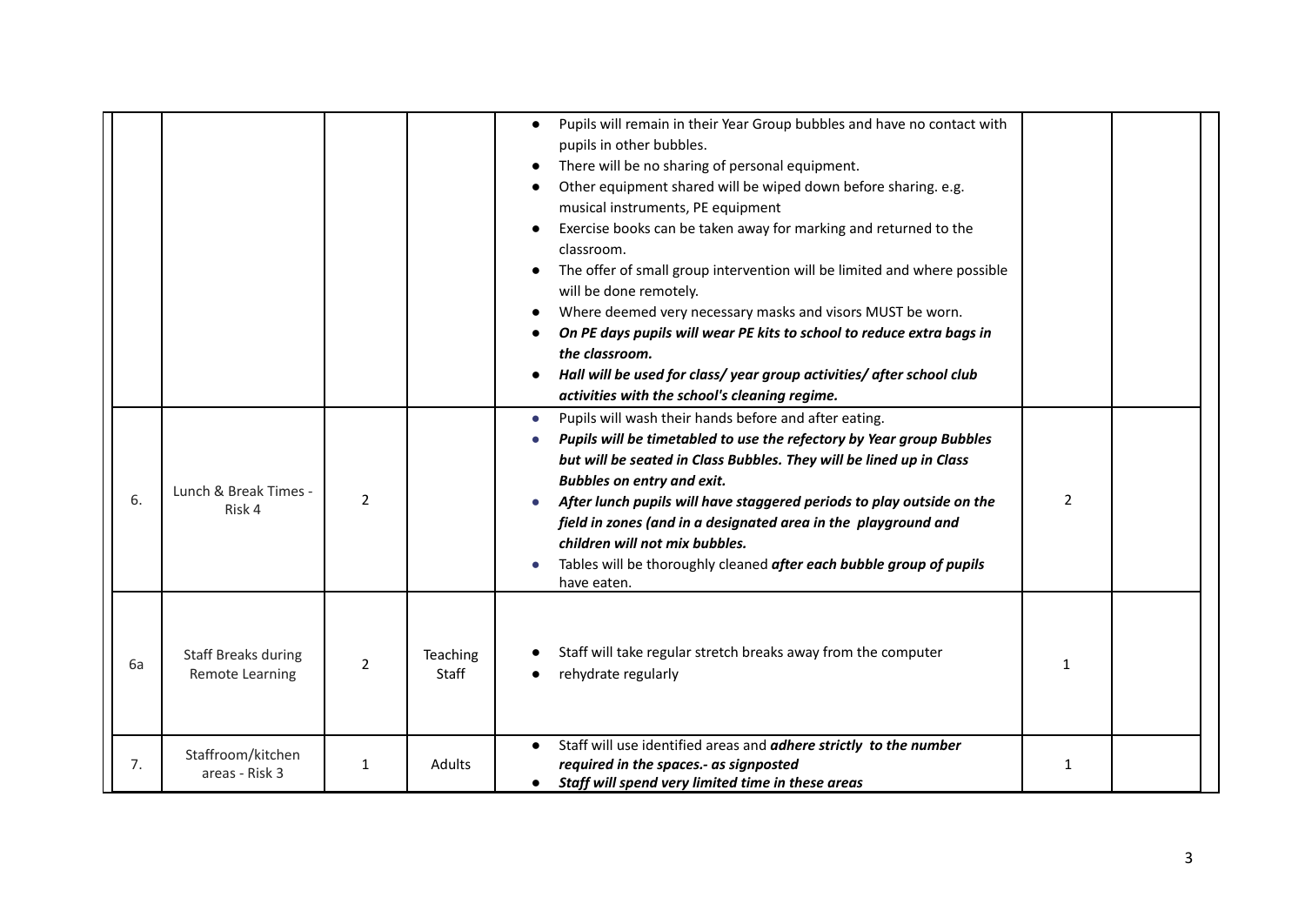| | | | | | | |
|---|---|---|---|---|---|---|
| | | | | • Pupils will remain in their Year Group bubbles and have no contact with pupils in other bubbles.<br>• There will be no sharing of personal equipment.<br>• Other equipment shared will be wiped down before sharing. e.g. musical instruments, PE equipment<br>• Exercise books can be taken away for marking and returned to the classroom.<br>• The offer of small group intervention will be limited and where possible will be done remotely.<br>• Where deemed very necessary masks and visors MUST be worn.<br>• ***On PE days pupils will wear PE kits to school to reduce extra bags in the classroom.***<br>• ***Hall will be used for class/ year group activities/ after school club activities with the school's cleaning regime.*** | | |
| 6. | Lunch & Break Times - Risk 4 | 2 | | • Pupils will wash their hands before and after eating.<br>• ***Pupils will be timetabled to use the refectory by Year group Bubbles but will be seated in Class Bubbles. They will be lined up in Class Bubbles on entry and exit.***<br>• ***After lunch pupils will have staggered periods to play outside on the field in zones (and in a designated area in the playground and children will not mix bubbles.***<br>• Tables will be thoroughly cleaned ***after each bubble group of pupils*** have eaten. | 2 | |
| 6a | Staff Breaks during Remote Learning | 2 | Teaching Staff | • Staff will take regular stretch breaks away from the computer<br>• rehydrate regularly | 1 | |
| 7. | Staffroom/kitchen areas - Risk 3 | 1 | Adults | • Staff will use identified areas and ***adhere strictly to the number required in the spaces.- as signposted***<br>• ***Staff will spend very limited time in these areas*** | 1 | |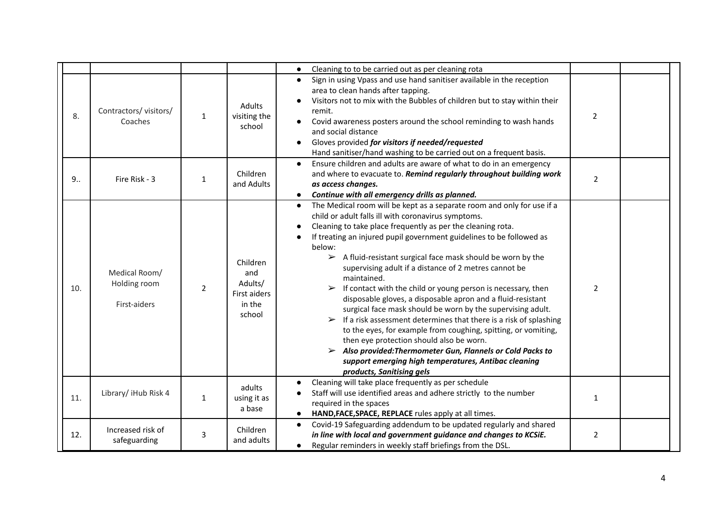| | | | | | | |
|---|---|---|---|---|---|---|
| | | | | • Cleaning to to be carried out as per cleaning rota | | |
| 8. | Contractors/ visitors/ Coaches | 1 | Adults visiting the school | • Sign in using Vpass and use hand sanitiser available in the reception area to clean hands after tapping.<br>• Visitors not to mix with the Bubbles of children but to stay within their remit.<br>• Covid awareness posters around the school reminding to wash hands and social distance<br>• Gloves provided ***for visitors if needed/requested***<br>Hand sanitiser/hand washing to be carried out on a frequent basis. | 2 | |
| 9.. | Fire Risk - 3 | 1 | Children and Adults | • Ensure children and adults are aware of what to do in an emergency and where to evacuate to. ***Remind regularly throughout building work as access changes.***<br>• ***Continue with all emergency drills as planned.*** | 2 | |
| 10. | Medical Room/ Holding room<br><br>First-aiders | 2 | Children and Adults/ First aiders in the school | • The Medical room will be kept as a separate room and only for use if a child or adult falls ill with coronavirus symptoms.<br>• Cleaning to take place frequently as per the cleaning rota.<br>• If treating an injured pupil government guidelines to be followed as below:<br>➢ A fluid-resistant surgical face mask should be worn by the supervising adult if a distance of 2 metres cannot be maintained.<br>➢ If contact with the child or young person is necessary, then disposable gloves, a disposable apron and a fluid-resistant surgical face mask should be worn by the supervising adult.<br>➢ If a risk assessment determines that there is a risk of splashing to the eyes, for example from coughing, spitting, or vomiting, then eye protection should also be worn.<br>➢ ***Also provided:Thermometer Gun, Flannels or Cold Packs to support emerging high temperatures, Antibac cleaning products, Sanitising gels*** | 2 | |
| 11. | Library/ iHub Risk 4 | 1 | adults using it as a base | • Cleaning will take place frequently as per schedule<br>• Staff will use identified areas and adhere strictly to the number required in the spaces<br>• **HAND,FACE,SPACE, REPLACE** rules apply at all times. | 1 | |
| 12. | Increased risk of safeguarding | 3 | Children and adults | • Covid-19 Safeguarding addendum to be updated regularly and shared ***in line with local and government guidance and changes to KCSiE.***<br>• Regular reminders in weekly staff briefings from the DSL. | 2 | |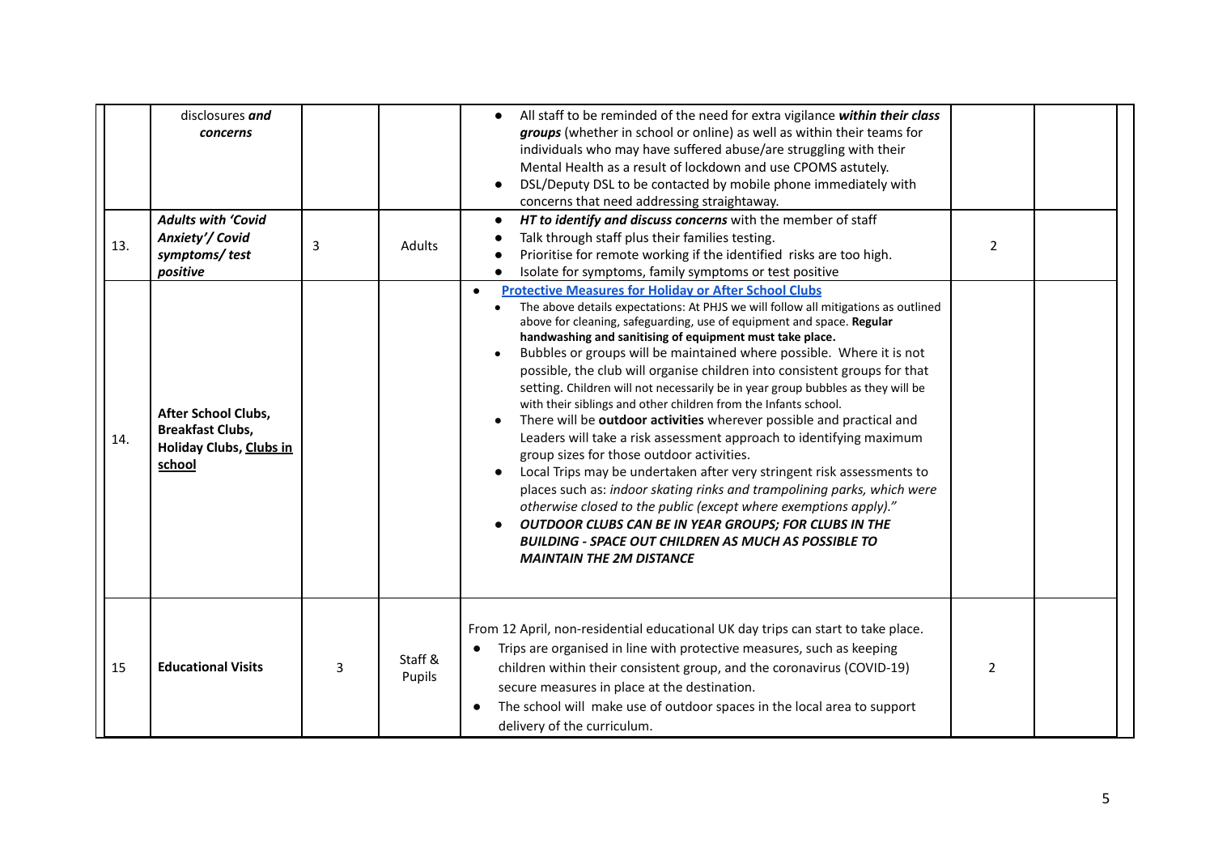| | | | | | | |
|---|---|---|---|---|---|---|
| | disclosures ***and concerns*** | | | • All staff to be reminded of the need for extra vigilance ***within their class groups*** (whether in school or online) as well as within their teams for individuals who may have suffered abuse/are struggling with their Mental Health as a result of lockdown and use CPOMS astutely.<br>• DSL/Deputy DSL to be contacted by mobile phone immediately with concerns that need addressing straightaway. | | |
| 13. | ***Adults with 'Covid Anxiety'/ Covid symptoms/ test positive*** | 3 | Adults | • ***HT to identify and discuss concerns*** with the member of staff<br>• Talk through staff plus their families testing.<br>• Prioritise for remote working if the identified risks are too high.<br>• Isolate for symptoms, family symptoms or test positive | 2 | |
| 14. | **After School Clubs, Breakfast Clubs, Holiday Clubs, <u>Clubs in school</u>** | | | • **Protective Measures for Holiday or After School Clubs**<br>• The above details expectations: At PHJS we will follow all mitigations as outlined above for cleaning, safeguarding, use of equipment and space. **Regular handwashing and sanitising of equipment must take place.**<br>• Bubbles or groups will be maintained where possible. Where it is not possible, the club will organise children into consistent groups for that setting. Children will not necessarily be in year group bubbles as they will be with their siblings and other children from the Infants school.<br>• There will be **outdoor activities** wherever possible and practical and Leaders will take a risk assessment approach to identifying maximum group sizes for those outdoor activities.<br>• Local Trips may be undertaken after very stringent risk assessments to places such as: *indoor skating rinks and trampolining parks, which were otherwise closed to the public (except where exemptions apply)."*<br>• ***OUTDOOR CLUBS CAN BE IN YEAR GROUPS; FOR CLUBS IN THE BUILDING - SPACE OUT CHILDREN AS MUCH AS POSSIBLE TO MAINTAIN THE 2M DISTANCE*** | | |
| 15 | **Educational Visits** | 3 | Staff & Pupils | From 12 April, non-residential educational UK day trips can start to take place.<br>• Trips are organised in line with protective measures, such as keeping children within their consistent group, and the coronavirus (COVID-19) secure measures in place at the destination.<br>• The school will make use of outdoor spaces in the local area to support delivery of the curriculum. | 2 | |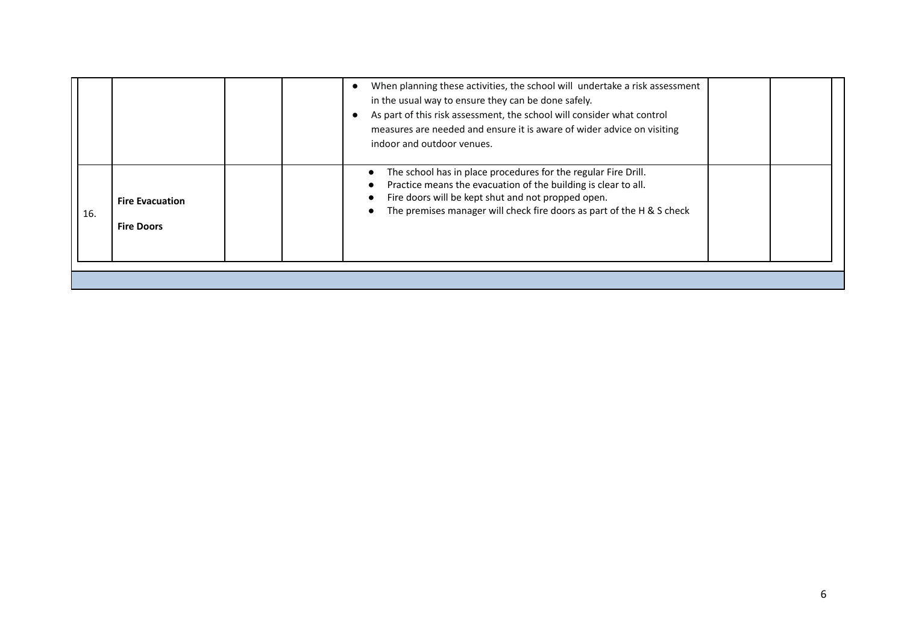| | | | | | | |
|---|---|---|---|---|---|---|
| | | | | • When planning these activities, the school will undertake a risk assessment in the usual way to ensure they can be done safely.<br>• As part of this risk assessment, the school will consider what control measures are needed and ensure it is aware of wider advice on visiting indoor and outdoor venues. | | |
| 16. | **Fire Evacuation**<br><br>**Fire Doors** | | | • The school has in place procedures for the regular Fire Drill.<br>• Practice means the evacuation of the building is clear to all.<br>• Fire doors will be kept shut and not propped open.<br>• The premises manager will check fire doors as part of the H & S check | | |